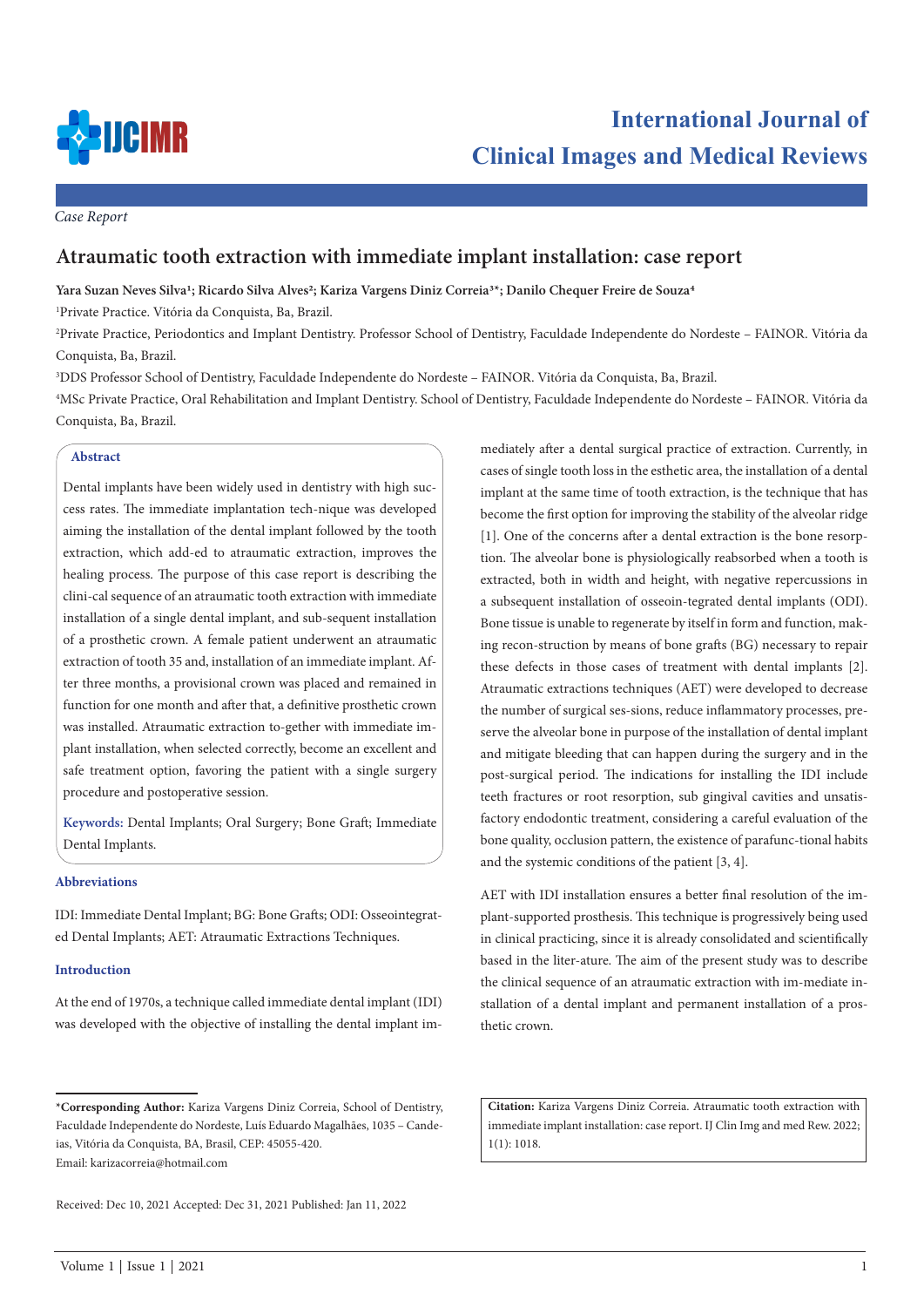Case Report

# Atraumatic tooth extraction with immediate implant installation: case report

**Yara Suzan Neves Silva[1]; Ricardo Silva Alves[2]; Kariza Vargens Diniz Correia[3]*; Danilo Chequer Freire de Souza[4]**

[1]Private Practice. Vitória da Conquista, Ba, Brazil.

[2]Private Practice, Periodontics and Implant Dentistry. Professor School of Dentistry, Faculdade Independente do Nordeste – FAINOR. Vitória da Conquista, Ba, Brazil.

[3]DDS Professor School of Dentistry, Faculdade Independente do Nordeste – FAINOR. Vitória da Conquista, Ba, Brazil.

[4]MSc Private Practice, Oral Rehabilitation and Implant Dentistry. School of Dentistry, Faculdade Independente do Nordeste – FAINOR. Vitória da Conquista, Ba, Brazil.

## Abstract

Dental implants have been widely used in dentistry with high success rates. The immediate implantation tech-nique was developed aiming the installation of the dental implant followed by the tooth extraction, which add-ed to atraumatic extraction, improves the healing process. The purpose of this case report is describing the clini-cal sequence of an atraumatic tooth extraction with immediate installation of a single dental implant, and sub-sequent installation of a prosthetic crown. A female patient underwent an atraumatic extraction of tooth 35 and, installation of an immediate implant. After three months, a provisional crown was placed and remained in function for one month and after that, a definitive prosthetic crown was installed. Atraumatic extraction to-gether with immediate implant installation, when selected correctly, become an excellent and safe treatment option, favoring the patient with a single surgery procedure and postoperative session.

**Keywords:** Dental Implants; Oral Surgery; Bone Graft; Immediate Dental Implants.

## Abbreviations

IDI: Immediate Dental Implant; BG: Bone Grafts; ODI: Osseointegrated Dental Implants; AET: Atraumatic Extractions Techniques.

## Introduction

At the end of 1970s, a technique called immediate dental implant (IDI) was developed with the objective of installing the dental implant immediately after a dental surgical practice of extraction. Currently, in cases of single tooth loss in the esthetic area, the installation of a dental implant at the same time of tooth extraction, is the technique that has become the first option for improving the stability of the alveolar ridge [1]. One of the concerns after a dental extraction is the bone resorption. The alveolar bone is physiologically reabsorbed when a tooth is extracted, both in width and height, with negative repercussions in a subsequent installation of osseoin-tegrated dental implants (ODI). Bone tissue is unable to regenerate by itself in form and function, making recon-struction by means of bone grafts (BG) necessary to repair these defects in those cases of treatment with dental implants [2]. Atraumatic extractions techniques (AET) were developed to decrease the number of surgical ses-sions, reduce inflammatory processes, preserve the alveolar bone in purpose of the installation of dental implant and mitigate bleeding that can happen during the surgery and in the post-surgical period. The indications for installing the IDI include teeth fractures or root resorption, sub gingival cavities and unsatisfactory endodontic treatment, considering a careful evaluation of the bone quality, occlusion pattern, the existence of parafunc-tional habits and the systemic conditions of the patient [3, 4].

AET with IDI installation ensures a better final resolution of the implant-supported prosthesis. This technique is progressively being used in clinical practicing, since it is already consolidated and scientifically based in the liter-ature. The aim of the present study was to describe the clinical sequence of an atraumatic extraction with im-mediate installation of a dental implant and permanent installation of a prosthetic crown.

***Corresponding Author:** Kariza Vargens Diniz Correia, School of Dentistry, Faculdade Independente do Nordeste, Luís Eduardo Magalhães, 1035 – Candeias, Vitória da Conquista, BA, Brasil, CEP: 45055-420.
Email: karizacorreia@hotmail.com

Received: Dec 10, 2021 Accepted: Dec 31, 2021 Published: Jan 11, 2022

**Citation:** Kariza Vargens Diniz Correia. Atraumatic tooth extraction with immediate implant installation: case report. IJ Clin Img and med Rew. 2022; 1(1): 1018.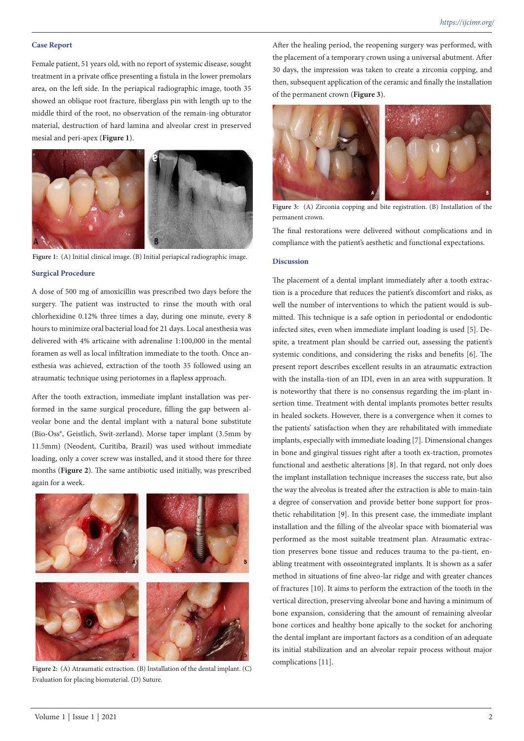## Case Report

Female patient, 51 years old, with no report of systemic disease, sought treatment in a private office presenting a fistula in the lower premolars area, on the left side. In the periapical radiographic image, tooth 35 showed an oblique root fracture, fiberglass pin with length up to the middle third of the root, no observation of the remain-ing obturator material, destruction of hard lamina and alveolar crest in preserved mesial and peri-apex (**Figure 1**).

**Figure 1:** (A) Initial clinical image. (B) Initial periapical radiographic image.

## Surgical Procedure

A dose of 500 mg of amoxicillin was prescribed two days before the surgery. The patient was instructed to rinse the mouth with oral chlorhexidine 0.12% three times a day, during one minute, every 8 hours to minimize oral bacterial load for 21 days. Local anesthesia was delivered with 4% articaine with adrenaline 1:100,000 in the mental foramen as well as local infiltration immediate to the tooth. Once an-esthesia was achieved, extraction of the tooth 35 followed using an atraumatic technique using periotomes in a flapless approach.

After the tooth extraction, immediate implant installation was per-formed in the same surgical procedure, filling the gap between al-veolar bone and the dental implant with a natural bone substitute (Bio-Oss®, Geistlich, Swit-zerland). Morse taper implant (3.5mm by 11.5mm) (Neodent, Curitiba, Brazil) was used without immediate loading, only a cover screw was installed, and it stood there for three months (**Figure 2**). The same antibiotic used initially, was prescribed again for a week.

**Figure 2:** (A) Atraumatic extraction. (B) Installation of the dental implant. (C) Evaluation for placing biomaterial. (D) Suture.

After the healing period, the reopening surgery was performed, with the placement of a temporary crown using a universal abutment. After 30 days, the impression was taken to create a zirconia copping, and then, subsequent application of the ceramic and finally the installation of the permanent crown (**Figure 3**).

**Figure 3:** (A) Zirconia copping and bite registration. (B) Installation of the permanent crown.

The final restorations were delivered without complications and in compliance with the patient's aesthetic and functional expectations.

## Discussion

The placement of a dental implant immediately after a tooth extrac-tion is a procedure that reduces the patient's discomfort and risks, as well the number of interventions to which the patient would is sub-mitted. This technique is a safe option in periodontal or endodontic infected sites, even when immediate implant loading is used [5]. De-spite, a treatment plan should be carried out, assessing the patient's systemic conditions, and considering the risks and benefits [6]. The present report describes excellent results in an atraumatic extraction with the installa-tion of an IDI, even in an area with suppuration. It is noteworthy that there is no consensus regarding the im-plant in-sertion time. Treatment with dental implants promotes better results in healed sockets. However, there is a convergence when it comes to the patients' satisfaction when they are rehabilitated with immediate implants, especially with immediate loading [7]. Dimensional changes in bone and gingival tissues right after a tooth ex-traction, promotes functional and aesthetic alterations [8]. In that regard, not only does the implant installation technique increases the success rate, but also the way the alveolus is treated after the extraction is able to main-tain a degree of conservation and provide better bone support for pros-thetic rehabilitation [9]. In this present case, the immediate implant installation and the filling of the alveolar space with biomaterial was performed as the most suitable treatment plan. Atraumatic extrac-tion preserves bone tissue and reduces trauma to the pa-tient, en-abling treatment with osseointegrated implants. It is shown as a safer method in situations of fine alveo-lar ridge and with greater chances of fractures [10]. It aims to perform the extraction of the tooth in the vertical direction, preserving alveolar bone and having a minimum of bone expansion, considering that the amount of remaining alveolar bone cortices and healthy bone apically to the socket for anchoring the dental implant are important factors as a condition of an adequate its initial stabilization and an alveolar repair process without major complications [11].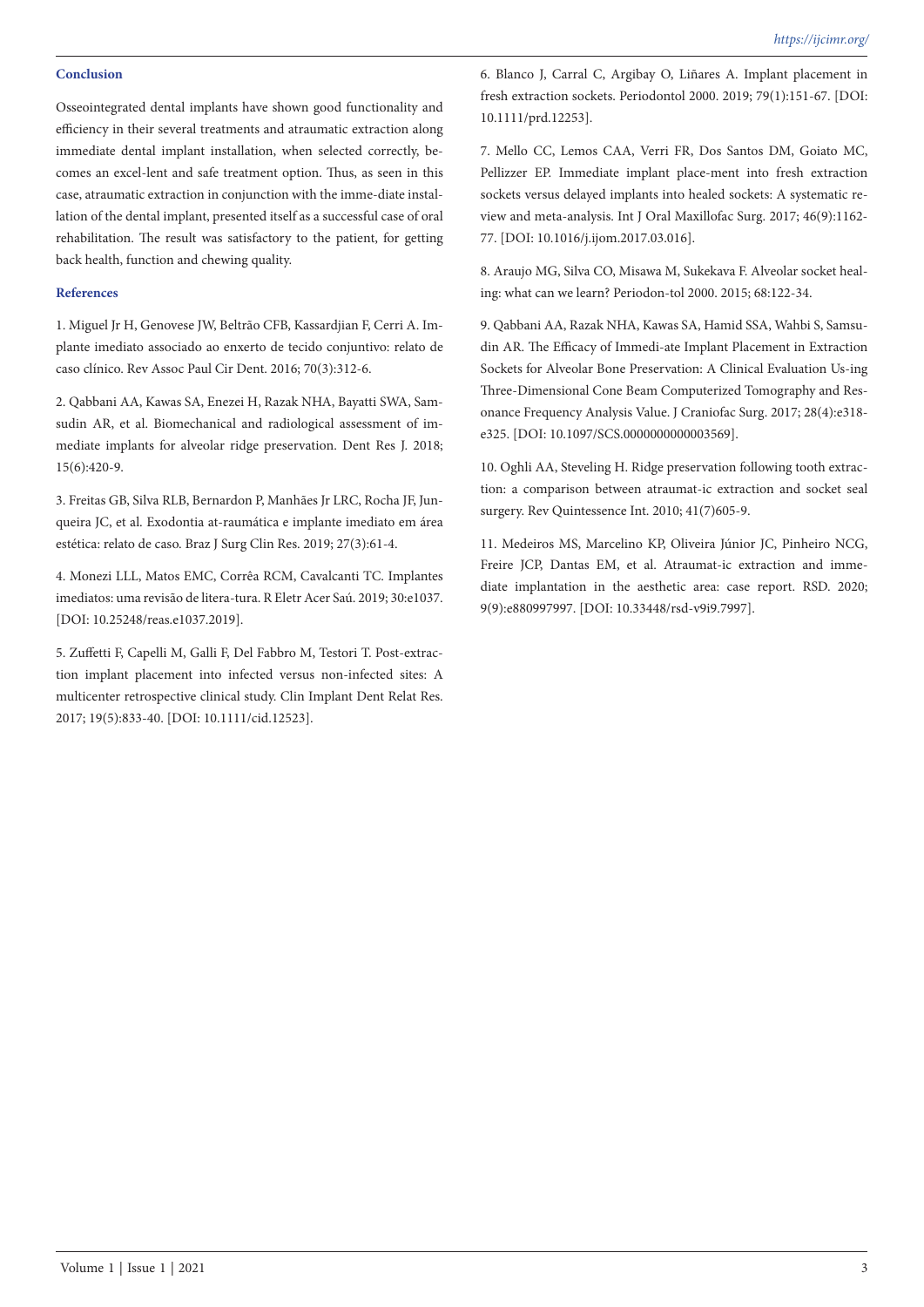## Conclusion

Osseointegrated dental implants have shown good functionality and efficiency in their several treatments and atraumatic extraction along immediate dental implant installation, when selected correctly, becomes an excel-lent and safe treatment option. Thus, as seen in this case, atraumatic extraction in conjunction with the imme-diate installation of the dental implant, presented itself as a successful case of oral rehabilitation. The result was satisfactory to the patient, for getting back health, function and chewing quality.

## References

1. Miguel Jr H, Genovese JW, Beltrão CFB, Kassardjian F, Cerri A. Implante imediato associado ao enxerto de tecido conjuntivo: relato de caso clínico. Rev Assoc Paul Cir Dent. 2016; 70(3):312-6.

2. Qabbani AA, Kawas SA, Enezei H, Razak NHA, Bayatti SWA, Samsudin AR, et al. Biomechanical and radiological assessment of immediate implants for alveolar ridge preservation. Dent Res J. 2018; 15(6):420-9.

3. Freitas GB, Silva RLB, Bernardon P, Manhães Jr LRC, Rocha JF, Junqueira JC, et al. Exodontia at-raumática e implante imediato em área estética: relato de caso. Braz J Surg Clin Res. 2019; 27(3):61-4.

4. Monezi LLL, Matos EMC, Corrêa RCM, Cavalcanti TC. Implantes imediatos: uma revisão de litera-tura. R Eletr Acer Saú. 2019; 30:e1037. [DOI: 10.25248/reas.e1037.2019].

5. Zuffetti F, Capelli M, Galli F, Del Fabbro M, Testori T. Post-extraction implant placement into infected versus non-infected sites: A multicenter retrospective clinical study. Clin Implant Dent Relat Res. 2017; 19(5):833-40. [DOI: 10.1111/cid.12523].

6. Blanco J, Carral C, Argibay O, Liñares A. Implant placement in fresh extraction sockets. Periodontol 2000. 2019; 79(1):151-67. [DOI: 10.1111/prd.12253].

7. Mello CC, Lemos CAA, Verri FR, Dos Santos DM, Goiato MC, Pellizzer EP. Immediate implant place-ment into fresh extraction sockets versus delayed implants into healed sockets: A systematic review and meta-analysis. Int J Oral Maxillofac Surg. 2017; 46(9):1162-77. [DOI: 10.1016/j.ijom.2017.03.016].

8. Araujo MG, Silva CO, Misawa M, Sukekava F. Alveolar socket healing: what can we learn? Periodon-tol 2000. 2015; 68:122-34.

9. Qabbani AA, Razak NHA, Kawas SA, Hamid SSA, Wahbi S, Samsudin AR. The Efficacy of Immedi-ate Implant Placement in Extraction Sockets for Alveolar Bone Preservation: A Clinical Evaluation Us-ing Three-Dimensional Cone Beam Computerized Tomography and Resonance Frequency Analysis Value. J Craniofac Surg. 2017; 28(4):e318-e325. [DOI: 10.1097/SCS.0000000000003569].

10. Oghli AA, Steveling H. Ridge preservation following tooth extraction: a comparison between atraumat-ic extraction and socket seal surgery. Rev Quintessence Int. 2010; 41(7)605-9.

11. Medeiros MS, Marcelino KP, Oliveira Júnior JC, Pinheiro NCG, Freire JCP, Dantas EM, et al. Atraumat-ic extraction and immediate implantation in the aesthetic area: case report. RSD. 2020; 9(9):e880997997. [DOI: 10.33448/rsd-v9i9.7997].